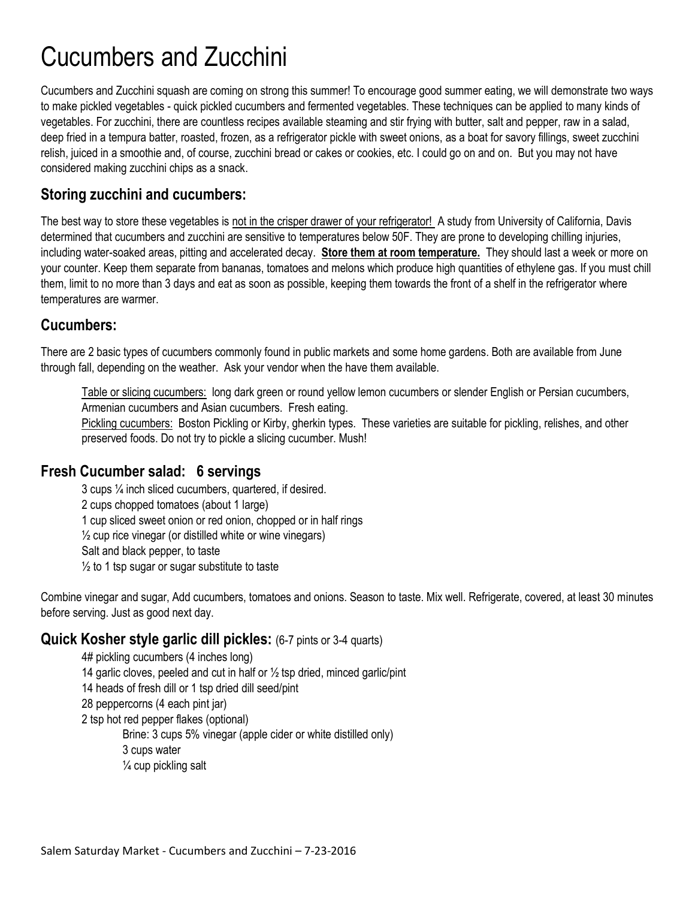# Cucumbers and Zucchini

Cucumbers and Zucchini squash are coming on strong this summer! To encourage good summer eating, we will demonstrate two ways to make pickled vegetables - quick pickled cucumbers and fermented vegetables. These techniques can be applied to many kinds of vegetables. For zucchini, there are countless recipes available steaming and stir frying with butter, salt and pepper, raw in a salad, deep fried in a tempura batter, roasted, frozen, as a refrigerator pickle with sweet onions, as a boat for savory fillings, sweet zucchini relish, juiced in a smoothie and, of course, zucchini bread or cakes or cookies, etc. I could go on and on. But you may not have considered making zucchini chips as a snack.

## Storing zucchini and cucumbers:

The best way to store these vegetables is <u>not in the crisper drawer of your refrigerator!</u> A study from University of California, Davis determined that cucumbers and zucchini are sensitive to temperatures below 50F. They are prone to developing chilling injuries, including water-soaked areas, pitting and accelerated decay. **<u>Store them at room temperature.</u>** They should last a week or more on your counter. Keep them separate from bananas, tomatoes and melons which produce high quantities of ethylene gas. If you must chill them, limit to no more than 3 days and eat as soon as possible, keeping them towards the front of a shelf in the refrigerator where temperatures are warmer.

## Cucumbers:

There are 2 basic types of cucumbers commonly found in public markets and some home gardens. Both are available from June through fall, depending on the weather. Ask your vendor when the have them available.

<u>Table or slicing cucumbers:</u> long dark green or round yellow lemon cucumbers or slender English or Persian cucumbers, Armenian cucumbers and Asian cucumbers. Fresh eating.
<u>Pickling cucumbers:</u> Boston Pickling or Kirby, gherkin types. These varieties are suitable for pickling, relishes, and other preserved foods. Do not try to pickle a slicing cucumber. Mush!

## Fresh Cucumber salad: 6 servings

3 cups ¼ inch sliced cucumbers, quartered, if desired.
2 cups chopped tomatoes (about 1 large)
1 cup sliced sweet onion or red onion, chopped or in half rings
½ cup rice vinegar (or distilled white or wine vinegars)
Salt and black pepper, to taste
½ to 1 tsp sugar or sugar substitute to taste

Combine vinegar and sugar, Add cucumbers, tomatoes and onions. Season to taste. Mix well. Refrigerate, covered, at least 30 minutes before serving. Just as good next day.

## Quick Kosher style garlic dill pickles: (6-7 pints or 3-4 quarts)

4# pickling cucumbers (4 inches long)
14 garlic cloves, peeled and cut in half or ½ tsp dried, minced garlic/pint
14 heads of fresh dill or 1 tsp dried dill seed/pint
28 peppercorns (4 each pint jar)
2 tsp hot red pepper flakes (optional)

Brine: 3 cups 5% vinegar (apple cider or white distilled only)
3 cups water
¼ cup pickling salt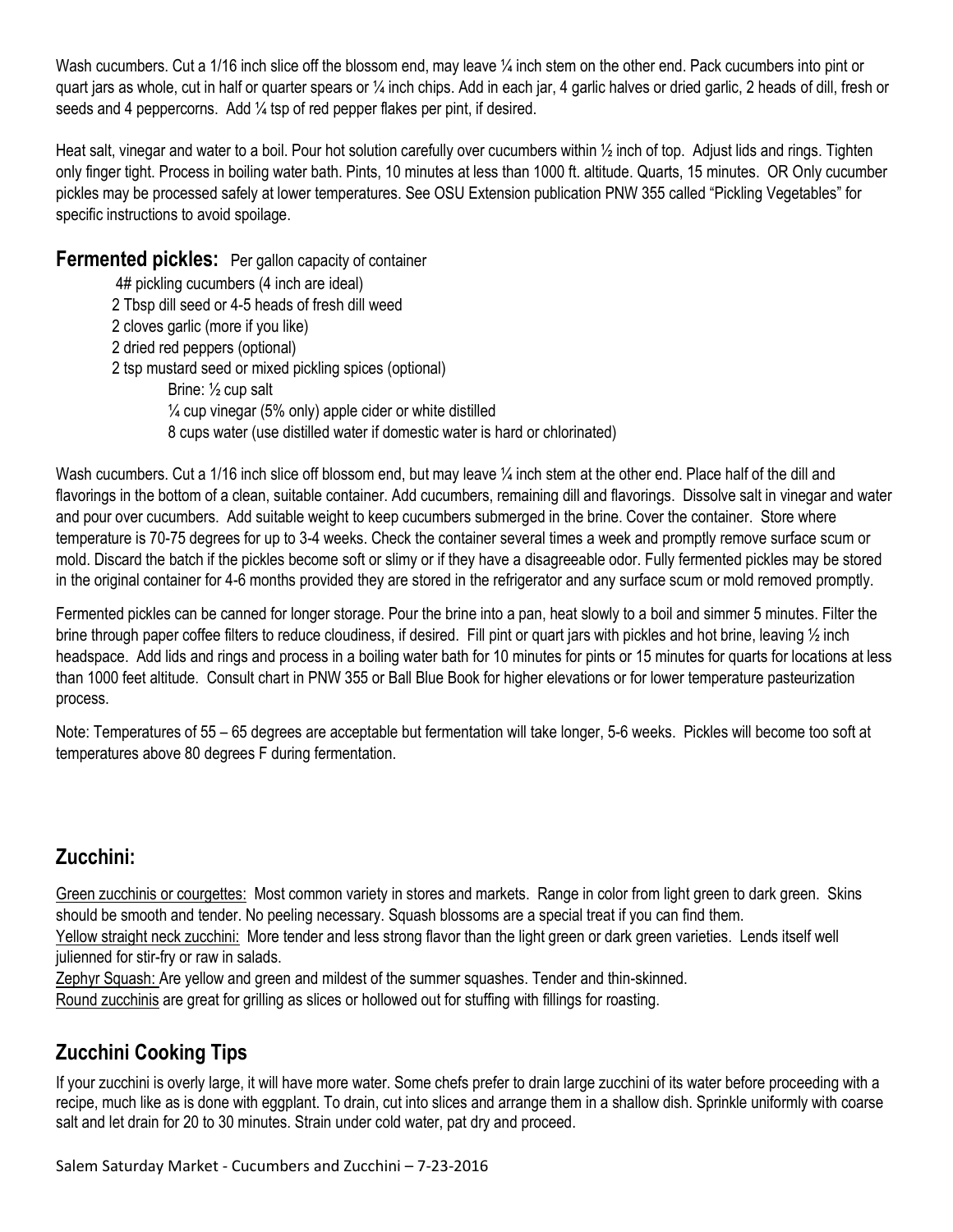Wash cucumbers. Cut a 1/16 inch slice off the blossom end, may leave ¼ inch stem on the other end. Pack cucumbers into pint or quart jars as whole, cut in half or quarter spears or ¼ inch chips. Add in each jar, 4 garlic halves or dried garlic, 2 heads of dill, fresh or seeds and 4 peppercorns. Add ¼ tsp of red pepper flakes per pint, if desired.

Heat salt, vinegar and water to a boil. Pour hot solution carefully over cucumbers within ½ inch of top. Adjust lids and rings. Tighten only finger tight. Process in boiling water bath. Pints, 10 minutes at less than 1000 ft. altitude. Quarts, 15 minutes. OR Only cucumber pickles may be processed safely at lower temperatures. See OSU Extension publication PNW 355 called "Pickling Vegetables" for specific instructions to avoid spoilage.

## Fermented pickles:

Per gallon capacity of container

- 4# pickling cucumbers (4 inch are ideal)
- 2 Tbsp dill seed or 4-5 heads of fresh dill weed
- 2 cloves garlic (more if you like)
- 2 dried red peppers (optional)
- 2 tsp mustard seed or mixed pickling spices (optional)
  - Brine: ½ cup salt
  - ¼ cup vinegar (5% only) apple cider or white distilled
  - 8 cups water (use distilled water if domestic water is hard or chlorinated)

Wash cucumbers. Cut a 1/16 inch slice off blossom end, but may leave ¼ inch stem at the other end. Place half of the dill and flavorings in the bottom of a clean, suitable container. Add cucumbers, remaining dill and flavorings. Dissolve salt in vinegar and water and pour over cucumbers. Add suitable weight to keep cucumbers submerged in the brine. Cover the container. Store where temperature is 70-75 degrees for up to 3-4 weeks. Check the container several times a week and promptly remove surface scum or mold. Discard the batch if the pickles become soft or slimy or if they have a disagreeable odor. Fully fermented pickles may be stored in the original container for 4-6 months provided they are stored in the refrigerator and any surface scum or mold removed promptly.

Fermented pickles can be canned for longer storage. Pour the brine into a pan, heat slowly to a boil and simmer 5 minutes. Filter the brine through paper coffee filters to reduce cloudiness, if desired. Fill pint or quart jars with pickles and hot brine, leaving ½ inch headspace. Add lids and rings and process in a boiling water bath for 10 minutes for pints or 15 minutes for quarts for locations at less than 1000 feet altitude. Consult chart in PNW 355 or Ball Blue Book for higher elevations or for lower temperature pasteurization process.

Note: Temperatures of 55 – 65 degrees are acceptable but fermentation will take longer, 5-6 weeks. Pickles will become too soft at temperatures above 80 degrees F during fermentation.

## Zucchini:

Green zucchinis or courgettes: Most common variety in stores and markets. Range in color from light green to dark green. Skins should be smooth and tender. No peeling necessary. Squash blossoms are a special treat if you can find them.
Yellow straight neck zucchini: More tender and less strong flavor than the light green or dark green varieties. Lends itself well julienned for stir-fry or raw in salads.
Zephyr Squash: Are yellow and green and mildest of the summer squashes. Tender and thin-skinned.
Round zucchinis are great for grilling as slices or hollowed out for stuffing with fillings for roasting.

## Zucchini Cooking Tips

If your zucchini is overly large, it will have more water. Some chefs prefer to drain large zucchini of its water before proceeding with a recipe, much like as is done with eggplant. To drain, cut into slices and arrange them in a shallow dish. Sprinkle uniformly with coarse salt and let drain for 20 to 30 minutes. Strain under cold water, pat dry and proceed.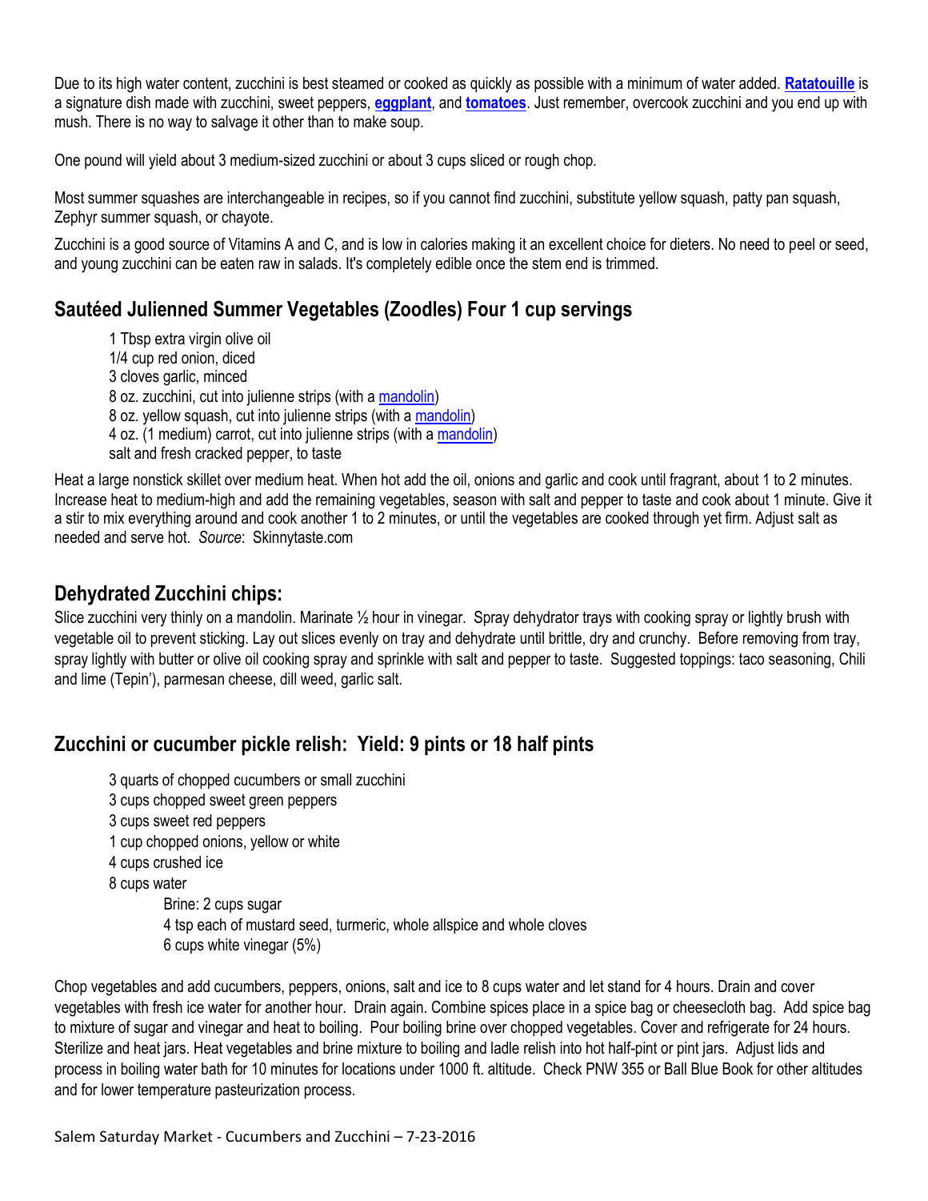Due to its high water content, zucchini is best steamed or cooked as quickly as possible with a minimum of water added. **Ratatouille** is a signature dish made with zucchini, sweet peppers, **eggplant**, and **tomatoes**. Just remember, overcook zucchini and you end up with mush. There is no way to salvage it other than to make soup.

One pound will yield about 3 medium-sized zucchini or about 3 cups sliced or rough chop.

Most summer squashes are interchangeable in recipes, so if you cannot find zucchini, substitute yellow squash, patty pan squash, Zephyr summer squash, or chayote.

Zucchini is a good source of Vitamins A and C, and is low in calories making it an excellent choice for dieters. No need to peel or seed, and young zucchini can be eaten raw in salads. It's completely edible once the stem end is trimmed.

## Sautéed Julienned Summer Vegetables (Zoodles) Four 1 cup servings

1 Tbsp extra virgin olive oil  
1/4 cup red onion, diced  
3 cloves garlic, minced  
8 oz. zucchini, cut into julienne strips (with a mandolin)  
8 oz. yellow squash, cut into julienne strips (with a mandolin)  
4 oz. (1 medium) carrot, cut into julienne strips (with a mandolin)  
salt and fresh cracked pepper, to taste

Heat a large nonstick skillet over medium heat. When hot add the oil, onions and garlic and cook until fragrant, about 1 to 2 minutes. Increase heat to medium-high and add the remaining vegetables, season with salt and pepper to taste and cook about 1 minute. Give it a stir to mix everything around and cook another 1 to 2 minutes, or until the vegetables are cooked through yet firm. Adjust salt as needed and serve hot. *Source*: Skinnytaste.com

## Dehydrated Zucchini chips:

Slice zucchini very thinly on a mandolin. Marinate ½ hour in vinegar. Spray dehydrator trays with cooking spray or lightly brush with vegetable oil to prevent sticking. Lay out slices evenly on tray and dehydrate until brittle, dry and crunchy. Before removing from tray, spray lightly with butter or olive oil cooking spray and sprinkle with salt and pepper to taste. Suggested toppings: taco seasoning, Chili and lime (Tepin'), parmesan cheese, dill weed, garlic salt.

## Zucchini or cucumber pickle relish: Yield: 9 pints or 18 half pints

3 quarts of chopped cucumbers or small zucchini  
3 cups chopped sweet green peppers  
3 cups sweet red peppers  
1 cup chopped onions, yellow or white  
4 cups crushed ice  
8 cups water

> Brine: 2 cups sugar  
> 4 tsp each of mustard seed, turmeric, whole allspice and whole cloves  
> 6 cups white vinegar (5%)

Chop vegetables and add cucumbers, peppers, onions, salt and ice to 8 cups water and let stand for 4 hours. Drain and cover vegetables with fresh ice water for another hour. Drain again. Combine spices place in a spice bag or cheesecloth bag. Add spice bag to mixture of sugar and vinegar and heat to boiling. Pour boiling brine over chopped vegetables. Cover and refrigerate for 24 hours. Sterilize and heat jars. Heat vegetables and brine mixture to boiling and ladle relish into hot half-pint or pint jars. Adjust lids and process in boiling water bath for 10 minutes for locations under 1000 ft. altitude. Check PNW 355 or Ball Blue Book for other altitudes and for lower temperature pasteurization process.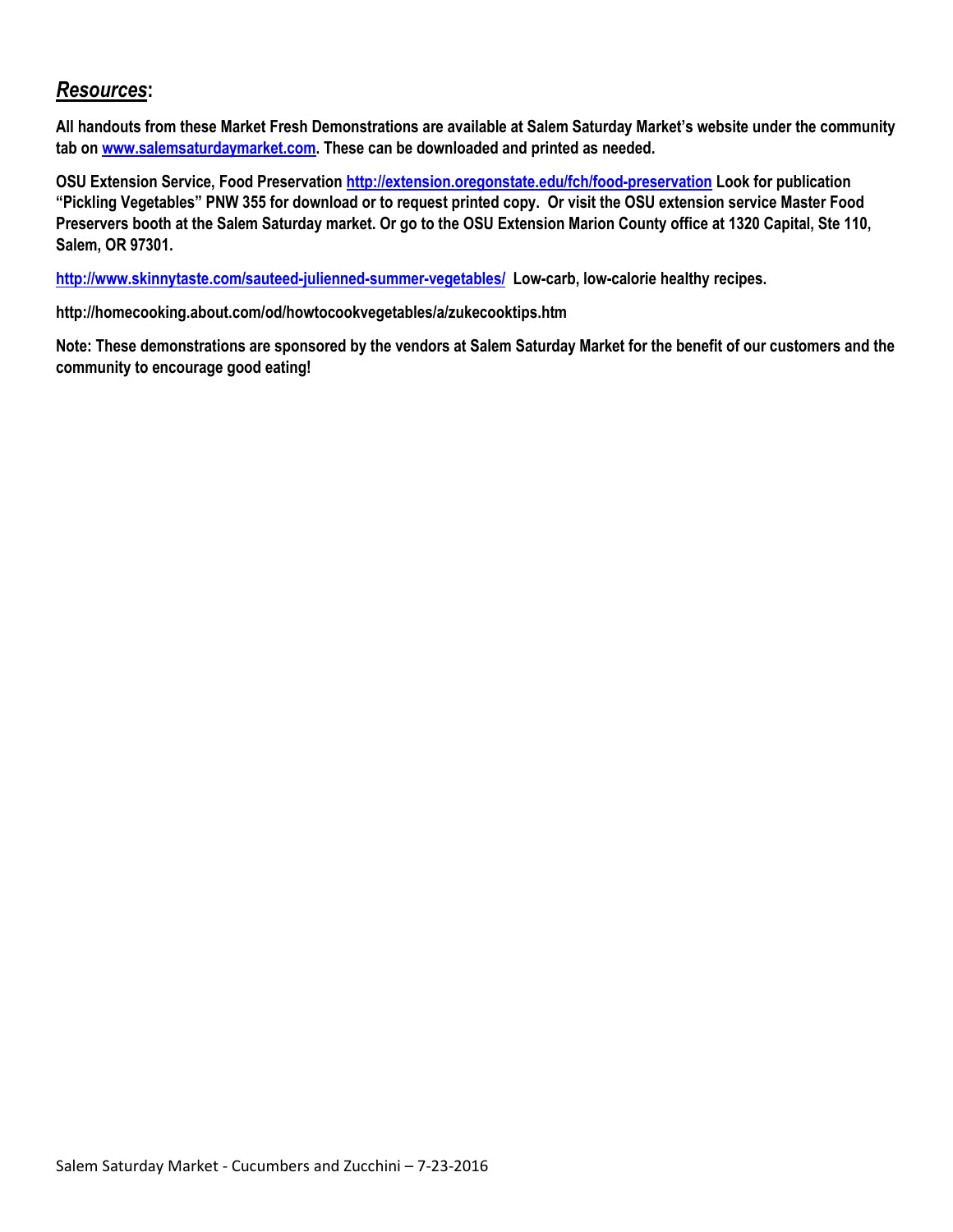## ***Resources*:**

**All handouts from these Market Fresh Demonstrations are available at Salem Saturday Market's website under the community tab on [www.salemsaturdaymarket.com](www.salemsaturdaymarket.com). These can be downloaded and printed as needed.**

**OSU Extension Service, Food Preservation [http://extension.oregonstate.edu/fch/food-preservation](http://extension.oregonstate.edu/fch/food-preservation) Look for publication "Pickling Vegetables" PNW 355 for download or to request printed copy. Or visit the OSU extension service Master Food Preservers booth at the Salem Saturday market. Or go to the OSU Extension Marion County office at 1320 Capital, Ste 110, Salem, OR 97301.**

**[http://www.skinnytaste.com/sauteed-julienned-summer-vegetables/](http://www.skinnytaste.com/sauteed-julienned-summer-vegetables/) Low-carb, low-calorie healthy recipes.**

**http://homecooking.about.com/od/howtocookvegetables/a/zukecooktips.htm**

**Note: These demonstrations are sponsored by the vendors at Salem Saturday Market for the benefit of our customers and the community to encourage good eating!**